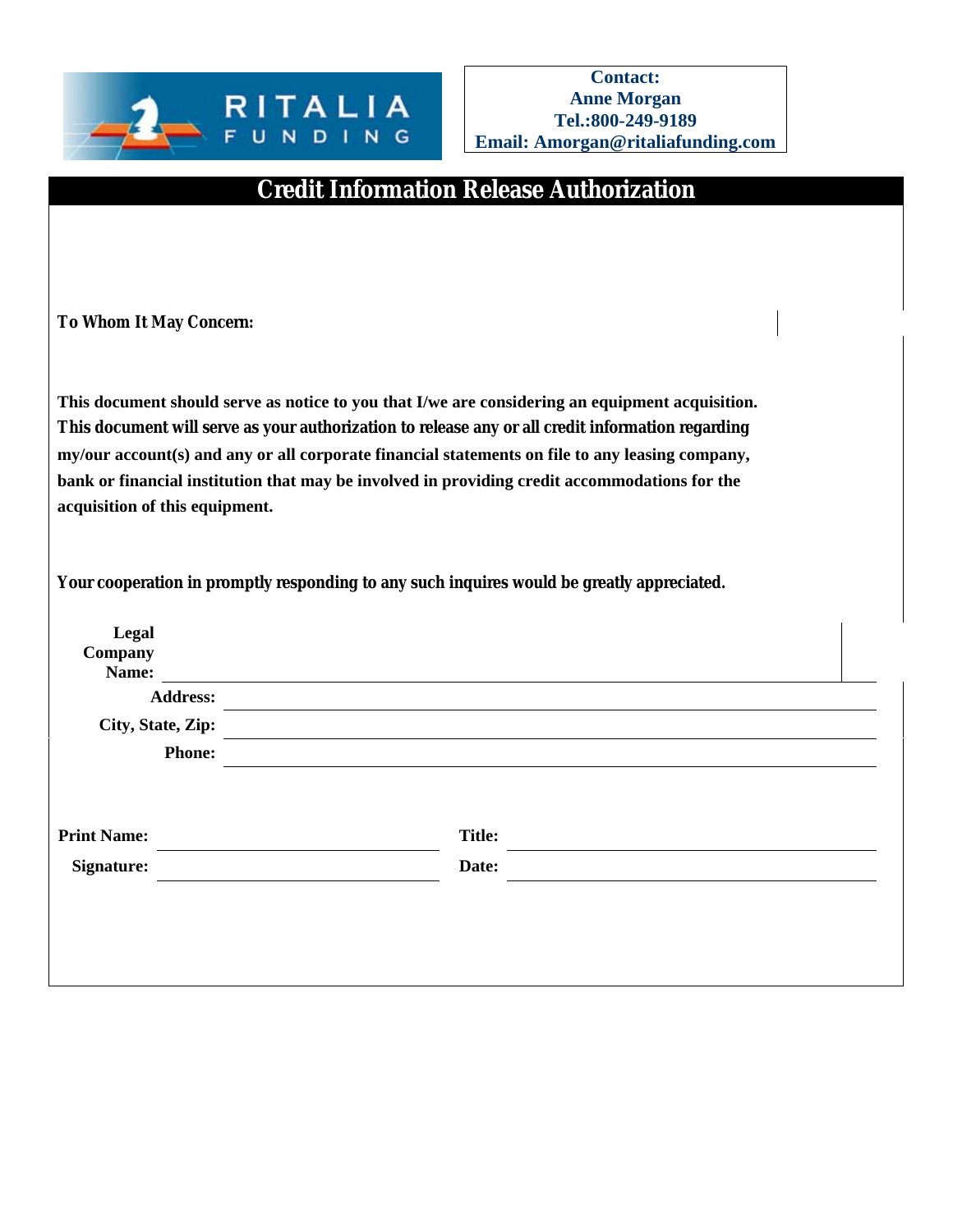RITALIA FUNDING

**Contact:**
**Anne Morgan**
**Tel.:800-249-9189**
**Email: Amorgan@ritaliafunding.com**

# Credit Information Release Authorization

**To Whom It May Concern:**

**This document should serve as notice to you that I/we are considering an equipment acquisition. This document will serve as your authorization to release any or all credit information regarding my/our account(s) and any or all corporate financial statements on file to any leasing company, bank or financial institution that may be involved in providing credit accommodations for the acquisition of this equipment.**

**Your cooperation in promptly responding to any such inquires would be greatly appreciated.**

**Legal Company Name:** ______________________________

**Address:** ______________________________

**City, State, Zip:** ______________________________

**Phone:** ______________________________

**Print Name:** ____________________ **Title:** ____________________

**Signature:** ____________________ **Date:** ____________________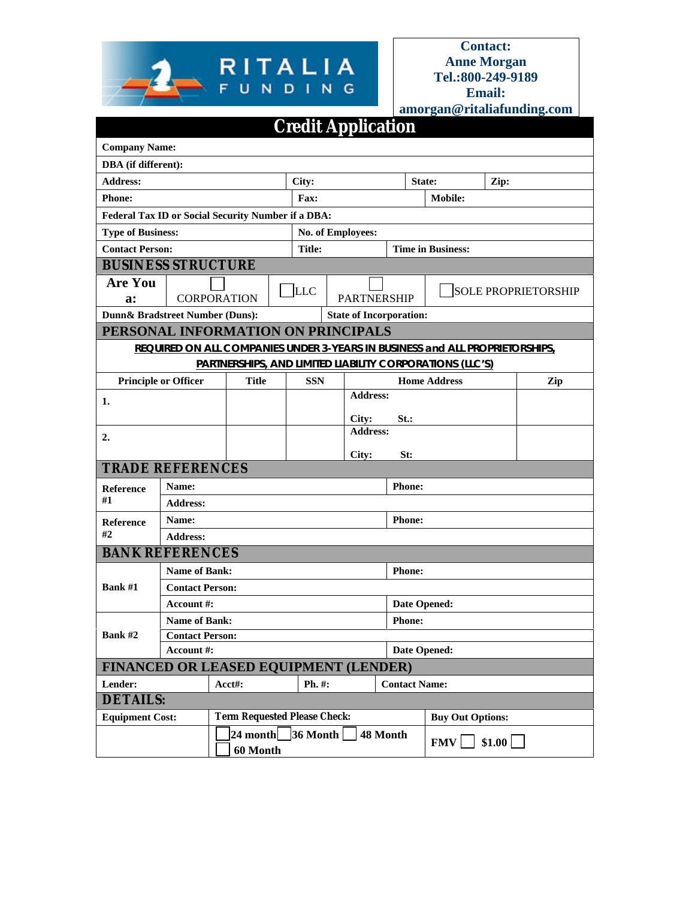RITALIA FUNDING

**Contact:**
**Anne Morgan**
**Tel.:800-249-9189**
**Email:**
**amorgan@ritaliafunding.com**

# Credit Application

| | | | | | |
|---|---|---|---|---|---|
| **Company Name:** | | | | | |
| **DBA (if different):** | | | | | |
| **Address:** | **City:** | | **State:** | **Zip:** | |
| **Phone:** | **Fax:** | | **Mobile:** | | |
| **Federal Tax ID or Social Security Number if a DBA:** | | | | | |
| **Type of Business:** | **No. of Employees:** | | | | |
| **Contact Person:** | **Title:** | **Time in Business:** | | | |

## BUSINESS STRUCTURE

| | | | | |
|---|---|---|---|---|
| **Are You a:** | ☐ CORPORATION | ☐ LLC | ☐ PARTNERSHIP | ☐ SOLE PROPRIETORSHIP |
| **Dunn& Bradstreet Number (Duns):** | | **State of Incorporation:** | | |

## PERSONAL INFORMATION ON PRINCIPALS

**REQUIRED ON ALL COMPANIES UNDER 3-YEARS IN BUSINESS and ALL PROPRIETORSHIPS, PARTNERSHIPS, AND LIMITED LIABILITY CORPORATIONS (LLC'S)**

| Principle or Officer | Title | SSN | Home Address | Zip |
|---|---|---|---|---|
| 1. | | | **Address:** **City:** **St.:** | |
| 2. | | | **Address:** **City:** **St:** | |

## TRADE REFERENCES

| | | |
|---|---|---|
| **Reference #1** | **Name:** | **Phone:** |
| | **Address:** | |
| **Reference #2** | **Name:** | **Phone:** |
| | **Address:** | |

## BANK REFERENCES

| | | |
|---|---|---|
| **Bank #1** | **Name of Bank:** | **Phone:** |
| | **Contact Person:** | |
| | **Account #:** | **Date Opened:** |
| **Bank #2** | **Name of Bank:** | **Phone:** |
| | **Contact Person:** | |
| | **Account #:** | **Date Opened:** |

## FINANCED OR LEASED EQUIPMENT (LENDER)

| | | | |
|---|---|---|---|
| **Lender:** | **Acct#:** | **Ph. #:** | **Contact Name:** |

## DETAILS:

| | | |
|---|---|---|
| **Equipment Cost:** | **Term Requested Please Check:** | **Buy Out Options:** |
| | ☐ **24 month** ☐ **36 Month** ☐ **48 Month** ☐ **60 Month** | **FMV** ☐ **$1.00** ☐ |